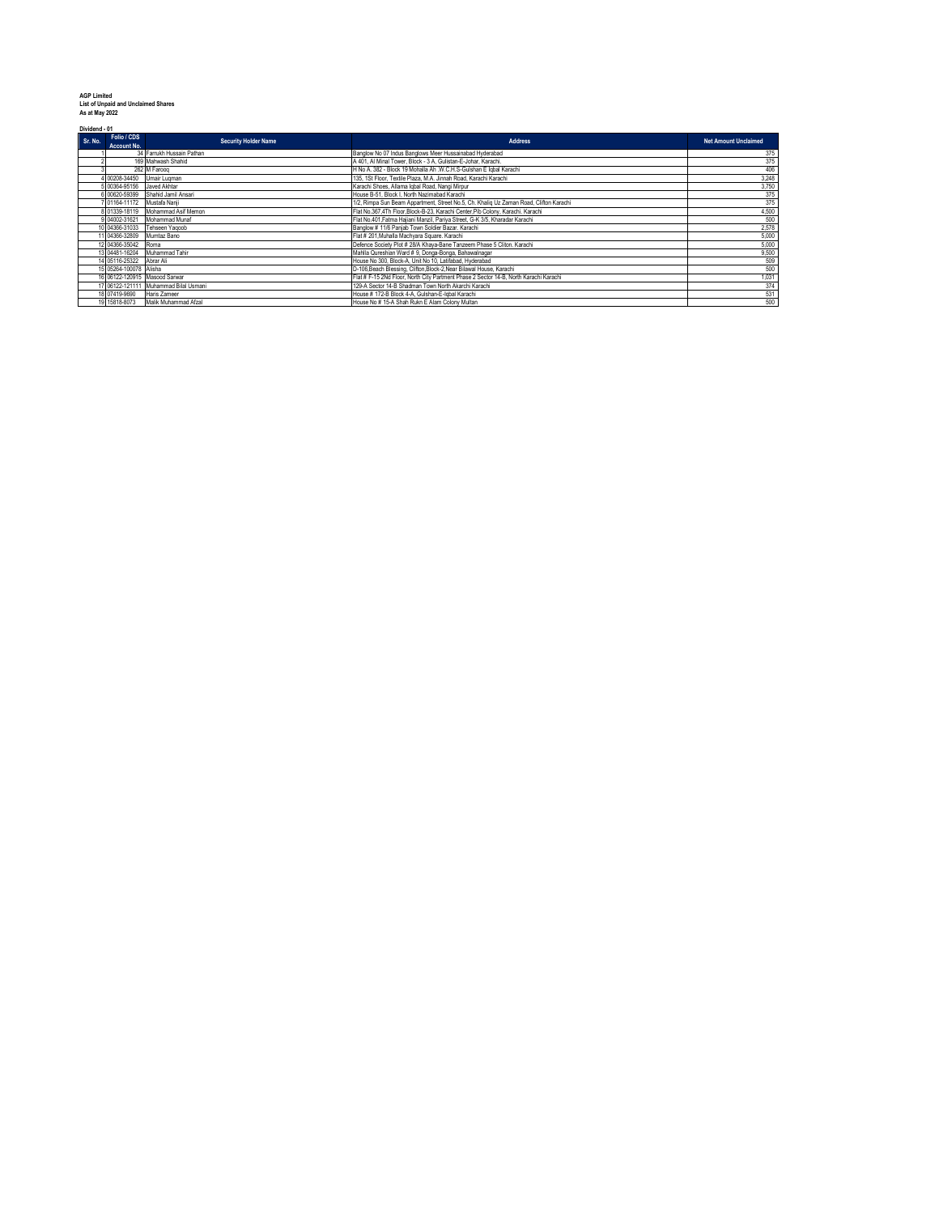**AGP Limited**
**List of Unpaid and Unclaimed Shares**
**As at May 2022**

**Dividend - 01**

| Sr. No. | Folio / CDS Account No. | Security Holder Name | Address | Net Amount Unclaimed |
|---|---|---|---|---|
| 1 | 34 | Farrukh Hussain Pathan | Banglow No 07 Indus Banglows Meer Hussainabad Hyderabad | 375 |
| 2 | 169 | Mahwash Shahid | A 401, Al Minal Tower, Block - 3 A, Gulistan-E-Johar, Karachi. | 375 |
| 3 | 282 | M Farooq | H No A. 382 - Block 19 Mohalla Ah .W.C.H.S-Gulshan E Iqbal Karachi | 406 |
| 4 | 00208-34450 | Umair Luqman | 135, 1St Floor, Textile Plaza, M.A. Jinnah Road, Karachi Karachi | 3,248 |
| 5 | 00364-95156 | Javed Akhtar | Karachi Shoes, Allama Iqbal Road, Nangi Mirpur | 3,750 |
| 6 | 00620-59399 | Shahid Jamil Ansari | House B-51, Block I, North Nazimabad Karachi | 375 |
| 7 | 01164-11172 | Mustafa Nanji | 1/2, Rimpa Sun Beam Appartment, Street No.5, Ch. Khaliq Uz Zaman Road, Clifton Karachi | 375 |
| 8 | 01339-18119 | Mohammad Asif Memon | Flat No.367,4Th Floor,Block-B-23, Karachi Center,Pib Colony, Karachi. Karachi | 4,500 |
| 9 | 04002-31621 | Mohammad Munaf | Flat No.401,Fatma Hajiani Manzil, Pariya Street, G-K 3/5, Kharadar Karachi | 500 |
| 10 | 04366-31033 | Tehseen Yaqoob | Banglow # 11/6 Panjab Town Soldier Bazar. Karachi | 2,578 |
| 11 | 04366-32809 | Mumtaz Bano | Flat # 201,Muhalla Machyara Square. Karachi | 5,000 |
| 12 | 04366-35042 | Roma | Defence Society Plot # 28/A Khaya-Bane Tanzeem Phase 5 Cliton. Karachi | 5,000 |
| 13 | 04481-16204 | Muhammad Tahir | Mahlla Qureshian Ward # 9, Donga-Bonga, Bahawalnagar | 9,500 |
| 14 | 05116-25322 | Abrar Ali | House No 300, Block-A, Unit No 10, Latifabad, Hyderabad | 509 |
| 15 | 05264-100078 | Alisha | D-106,Beach Blessing, Clifton,Block-2,Near Bilawal House, Karachi | 500 |
| 16 | 06122-120915 | Masood Sarwar | Flat # F-15 2Nd Floor, North City Partment Phase 2 Sector 14-B, North Karachi Karachi | 1,031 |
| 17 | 06122-121111 | Muhammad Bilal Usmani | 129-A Sector 14-B Shadman Town North Akarchi Karachi | 374 |
| 18 | 07419-9690 | Haris Zameer | House # 172-B Block 4-A, Gulshan-E-Iqbal Karachi | 531 |
| 19 | 15818-8073 | Malik Muhammad Afzal | House No # 15-A Shah Rukn E Alam Colony Multan | 500 |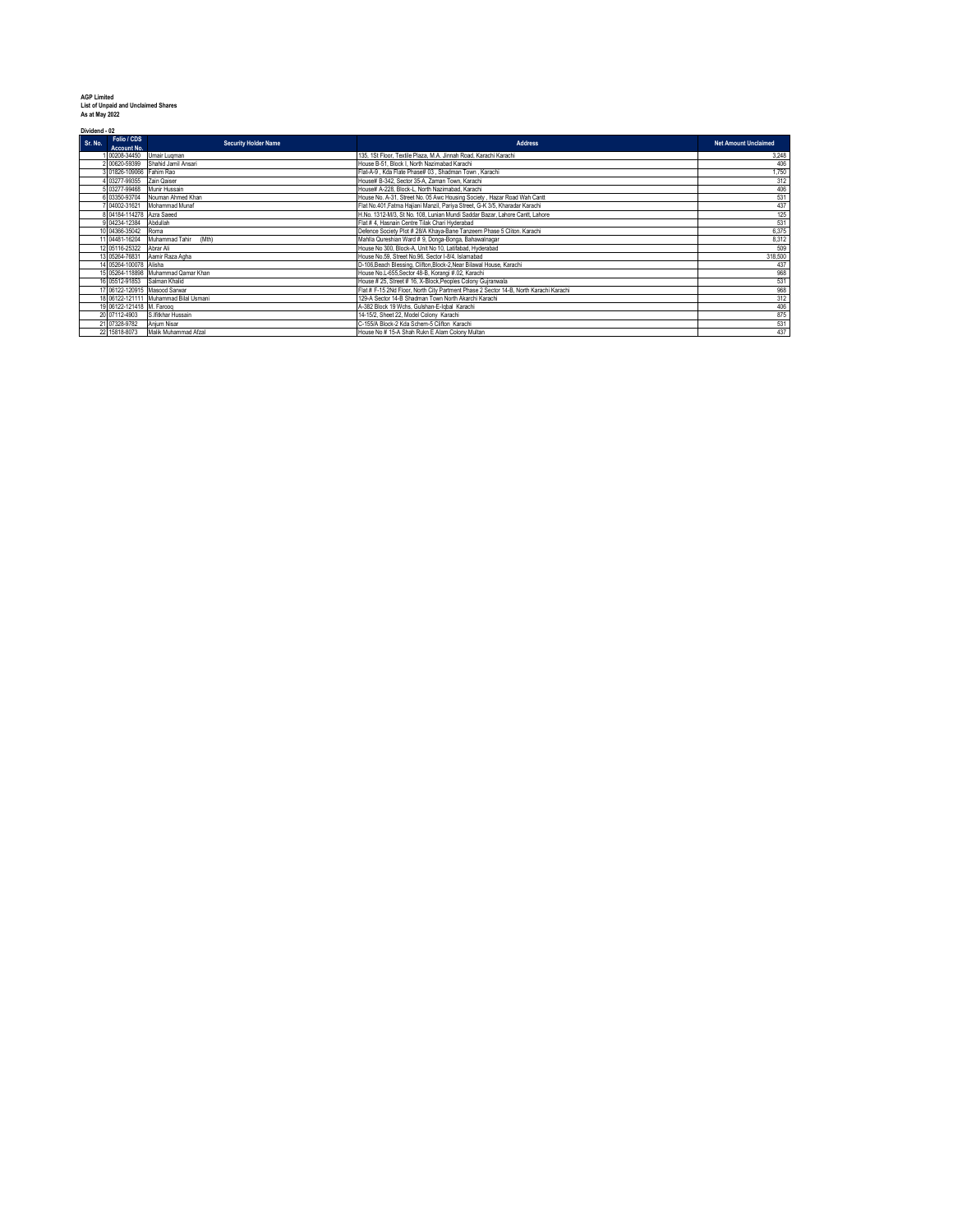**AGP Limited**
**List of Unpaid and Unclaimed Shares**
**As at May 2022**

**Dividend - 02**

| Sr. No. | Folio / CDS Account No. | Security Holder Name | Address | Net Amount Unclaimed |
|---|---|---|---|---|
| 1 | 00208-34450 | Umair Luqman | 135, 1St Floor, Textile Plaza, M.A. Jinnah Road, Karachi Karachi | 3,248 |
| 2 | 00620-59399 | Shahid Jamil Ansari | House B-51, Block I, North Nazimabad Karachi | 406 |
| 3 | 01826-109066 | Fahim Rao | Flat-A-9 , Kda Flate Phase# 03 , Shadman Town , Karachi | 1,750 |
| 4 | 03277-99355 | Zain Qaiser | House# B-342, Sector 35-A, Zaman Town, Karachi | 312 |
| 5 | 03277-99468 | Munir Hussain | House# A-228, Block-L, North Nazimabad, Karachi | 406 |
| 6 | 03350-93704 | Nouman Ahmed Khan | House No. A-31, Street No. 05 Awc Housing Society , Hazar Road Wah Cantt | 531 |
| 7 | 04002-31621 | Mohammad Munaf | Flat No.401,Fatma Hajiani Manzil, Pariya Street, G-K 3/5, Kharadar Karachi | 437 |
| 8 | 04184-114278 | Azra Saeed | H.No. 1312-M/3, St No. 108, Lunian Mundi Saddar Bazar, Lahore Cantt, Lahore | 125 |
| 9 | 04234-12384 | Abdullah | Flat # 4, Hasnain Centre Tilak Chari Hyderabad | 531 |
| 10 | 04366-35042 | Roma | Defence Society Plot # 28/A Khaya-Bane Tanzeem Phase 5 Cliton. Karachi | 6,375 |
| 11 | 04481-16204 | Muhammad Tahir (Mth) | Mahlla Qureshian Ward # 9, Donga-Bonga, Bahawalnagar | 8,312 |
| 12 | 05116-25322 | Abrar Ali | House No 300, Block-A, Unit No 10, Latifabad, Hyderabad | 509 |
| 13 | 05264-76831 | Aamir Raza Agha | House No.59, Street No.96, Sector I-8/4, Islamabad | 318,500 |
| 14 | 05264-100078 | Alisha | D-106,Beach Blessing, Clifton,Block-2,Near Bilawal House, Karachi | 437 |
| 15 | 05264-118898 | Muhammad Qamar Khan | House No.L-655,Sector 48-B, Korangi # 02, Karachi | 968 |
| 16 | 05512-91853 | Salman Khalid | House # 25, Street # 16, X-Block,Peoples Colony Gujranwala | 531 |
| 17 | 06122-120915 | Masood Sarwar | Flat # F-15 2Nd Floor, North City Partment Phase 2 Sector 14-B, North Karachi Karachi | 968 |
| 18 | 06122-121111 | Muhammad Bilal Usmani | 129-A Sector 14-B Shadman Town North Akarchi Karachi | 312 |
| 19 | 06122-121418 | M. Farooq | A-382 Block 19 Wchs, Gulshan-E-Iqbal Karachi | 406 |
| 20 | 07112-4903 | S.Iftikhar Hussain | 14-15/2, Sheet 22, Model Colony Karachi | 875 |
| 21 | 07328-9782 | Anjum Nisar | C-155/A Block-2 Kda Schem-5 Clifton Karachi | 531 |
| 22 | 15818-8073 | Malik Muhammad Afzal | House No # 15-A Shah Rukn E Alam Colony Multan | 437 |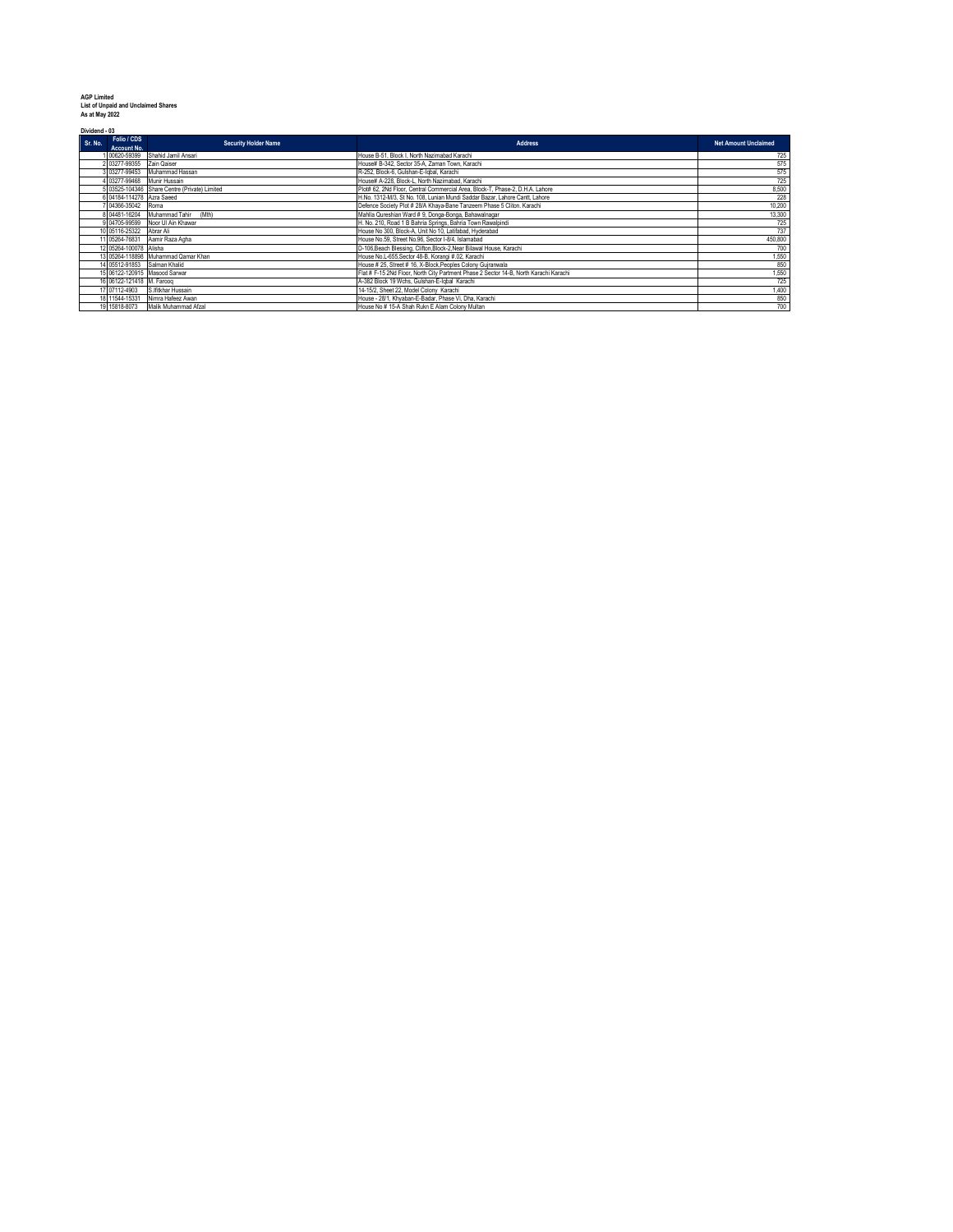**AGP Limited**
**List of Unpaid and Unclaimed Shares**
**As at May 2022**

**Dividend - 03**

| Sr. No. | Folio / CDS Account No. | Security Holder Name | Address | Net Amount Unclaimed |
|---|---|---|---|---|
| 1 | 00620-59399 | Shahid Jamil Ansari | House B-51, Block I, North Nazimabad Karachi | 725 |
| 2 | 03277-59355 | Zain Qaiser | House# B-342, Sector 35-A, Zaman Town, Karachi | 575 |
| 3 | 03277-99453 | Muhammad Hassan | R-252, Block-6, Gulshan-E-Iqbal, Karachi | 575 |
| 4 | 03277-99468 | Munir Hussain | House# A-228, Block-L, North Nazimabad, Karachi | 725 |
| 5 | 03525-104346 | Share Centre (Private) Limited | Plot# 62, 2Nd Floor, Central Commercial Area, Block-T, Phase-2, D.H.A. Lahore | 8,500 |
| 6 | 04184-114278 | Azra Saeed | H.No. 1312-M/3, St No. 108, Lunian Mundi Saddar Bazar, Lahore Cantt, Lahore | 228 |
| 7 | 04366-35042 | Roma | Defence Society Plot # 28/A Khaya-Bane Tanzeem Phase 5 Cliton. Karachi | 10,200 |
| 8 | 04481-16204 | Muhammad Tahir (Mth) | Mahlla Qureshian Ward # 9, Donga-Bonga, Bahawalnagar | 13,300 |
| 9 | 04705-99599 | Noor Ul Ain Khawar | H. No. 210, Road 1 B Bahria Springs, Bahria Town Rawalpindi | 725 |
| 10 | 05116-25322 | Abrar Ali | House No 300, Block-A, Unit No 10, Latifabad, Hyderabad | 737 |
| 11 | 05264-76831 | Aamir Raza Agha | House No.59, Street No.96, Sector I-8/4, Islamabad | 450,800 |
| 12 | 05264-100078 | Alisha | D-106,Beach Blessing, Clifton,Block-2,Near Bilawal House, Karachi | 700 |
| 13 | 05264-118898 | Muhammad Qamar Khan | House No.L-655,Sector 48-B, Korangi # 02, Karachi | 1,550 |
| 14 | 05512-91853 | Salman Khalid | House # 25, Street # 16, X-Block,Peoples Colony Gujranwala | 850 |
| 15 | 06122-120915 | Masood Sarwar | Flat # F-15 2Nd Floor, North City Partment Phase 2 Sector 14-B, North Karachi Karachi | 1,550 |
| 16 | 06122-121418 | M. Farooq | A-382 Block 19 Wchs, Gulshan-E-Iqbal Karachi | 725 |
| 17 | 07112-4903 | S.Iftikhar Hussain | 14-15/2, Sheet 22, Model Colony Karachi | 1,400 |
| 18 | 11544-15331 | Nimra Hafeez Awan | House - 28/1, Khyaban-E-Badar, Phase Vi, Dha, Karachi | 850 |
| 19 | 15818-8073 | Malik Muhammad Afzal | House No # 15-A Shah Rukn E Alam Colony Multan | 700 |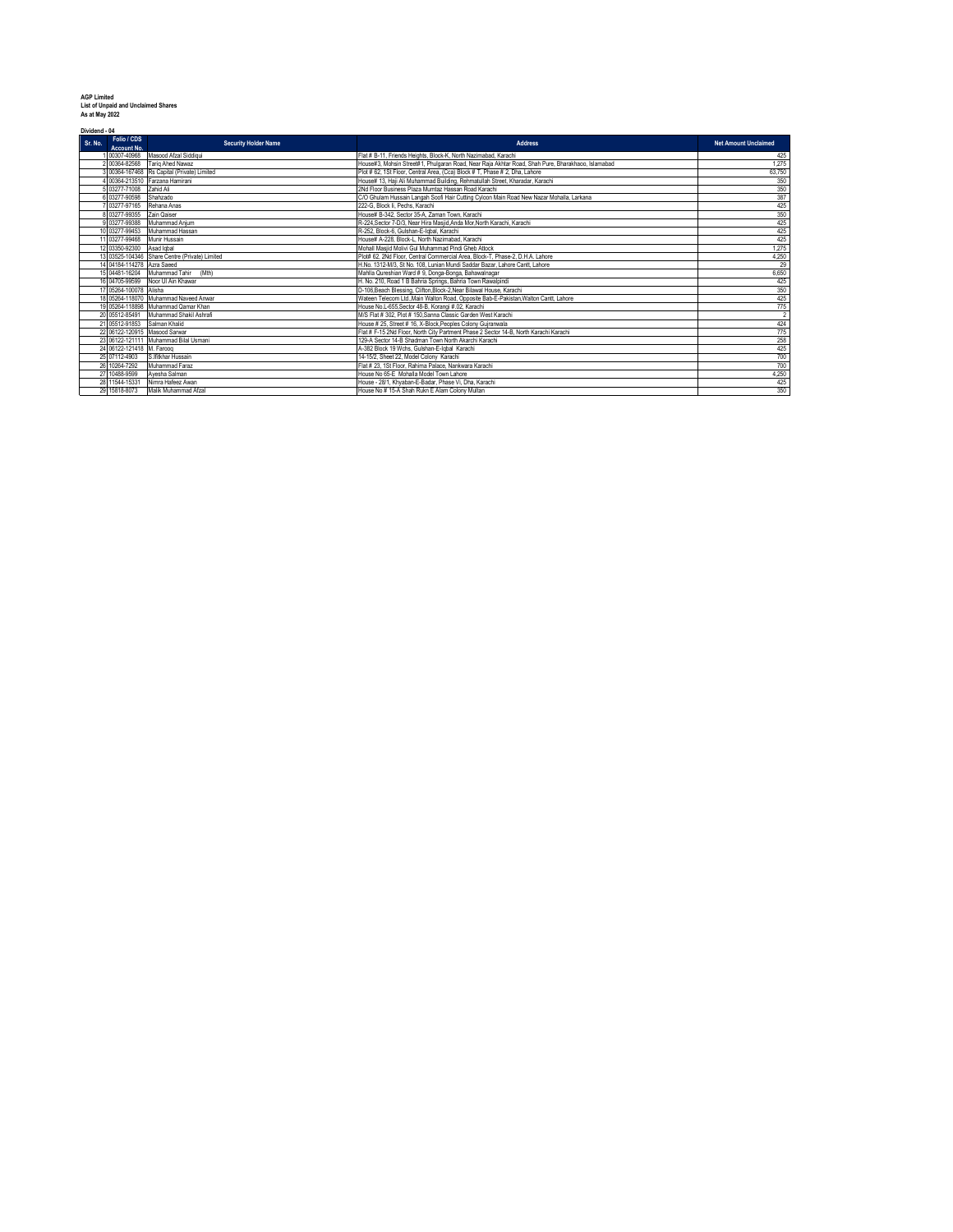**AGP Limited**
**List of Unpaid and Unclaimed Shares**
**As at May 2022**

**Dividend - 04**

| Sr. No. | Folio / CDS Account No. | Security Holder Name | Address | Net Amount Unclaimed |
|---|---|---|---|---|
| 1 | 00307-40968 | Masood Afzal Siddiqui | Flat # B-11, Friends Heights, Block-K, North Nazimabad, Karachi | 425 |
| 2 | 00364-82568 | Tariq Ahed Nawaz | House#3, Mohsin Street#1, Phulgaran Road, Near Raja Akhtar Road, Shah Pure, Bharakhaoo, Islamabad | 1,275 |
| 3 | 00364-167468 | Rs Capital (Private) Limited | Plot # 62, 1St Floor, Central Area, (Cca) Block # T, Phase # 2, Dha, Lahore | 63,750 |
| 4 | 00364-213510 | Farzana Hamirani | House# 13, Haji Ali Muhammad Building, Rehmatullah Street, Kharadar, Karachi | 350 |
| 5 | 03277-71008 | Zahid Ali | 2Nd Floor Business Plaza Mumtaz Hassan Road Karachi | 350 |
| 6 | 03277-90598 | Shahzado | C/O Ghulam Hussain Langah Soofi Hair Cutting Cyloon Main Road New Nazar Mohalla, Larkana | 387 |
| 7 | 03277-97165 | Rehana Anas | 222-G, Block Ii, Pechs, Karachi | 425 |
| 8 | 03277-99355 | Zain Qaiser | House# B-342, Sector 35-A, Zaman Town, Karachi | 350 |
| 9 | 03277-99388 | Muhammad Anjum | R-224,Sector 7-D/3, Near Hira Masjid,Anda Mor,North Karachi, Karachi | 425 |
| 10 | 03277-99453 | Muhammad Hassan | R-252, Block-6, Gulshan-E-Iqbal, Karachi | 425 |
| 11 | 03277-99468 | Munir Hussain | House# A-228, Block-L, North Nazimabad, Karachi | 425 |
| 12 | 03350-62300 | Asad Iqbal | Mohall Masjid Molivi Gul Muhammad Pindi Gheb Attock | 1,275 |
| 13 | 03525-104346 | Share Centre (Private) Limited | Plot# 62, 2Nd Floor, Central Commercial Area, Block-T, Phase-2, D.H.A. Lahore | 4,250 |
| 14 | 04184-114278 | Azra Saeed | H.No. 1312-M/3, St No. 108, Lunian Mundi Saddar Bazar, Lahore Cantt, Lahore | 29 |
| 15 | 04481-16204 | Muhammad Tahir (Mth) | Mahlla Qureshian Ward # 9, Donga-Bonga, Bahawalnagar | 6,650 |
| 16 | 04705-99599 | Noor Ul Ain Khawar | H. No. 210, Road 1 B Bahria Springs, Bahria Town Rawalpindi | 425 |
| 17 | 05264-100078 | Alisha | D-106,Beach Blessing, Clifton,Block-2,Near Bilawal House, Karachi | 350 |
| 18 | 05264-118070 | Muhammad Naveed Anwar | Wateen Telecom Ltd.,Main Walton Road, Opposite Bab-E-Pakistan,Walton Cantt, Lahore | 425 |
| 19 | 05264-118898 | Muhammad Qamar Khan | House No.L-655,Sector 48-B, Korangi # 02, Karachi | 775 |
| 20 | 05512-85491 | Muhammad Shakil Ashrafi | M/S Flat # 302, Plot # 150,Sanna Classic Garden West Karachi | 2 |
| 21 | 05512-91853 | Salman Khalid | House # 25, Street # 16, X-Block,Peoples Colony Gujranwala | 424 |
| 22 | 06122-120915 | Masood Sarwar | Flat # F-15 2Nd Floor, North City Partment Phase 2 Sector 14-B, North Karachi Karachi | 775 |
| 23 | 06122-121111 | Muhammad Bilal Usmani | 129-A Sector 14-B Shadman Town North Akarchi Karachi | 258 |
| 24 | 06122-121418 | M. Farooq | A-382 Block 19 Wchs, Gulshan-E-Iqbal Karachi | 425 |
| 25 | 07112-4903 | S.Iftikhar Hussain | 14-15/2, Sheet 22, Model Colony Karachi | 700 |
| 26 | 10264-7292 | Muhammad Faraz | Flat # 23, 1St Floor, Rahima Palace, Nankwara Karachi | 700 |
| 27 | 10488-9599 | Ayesha Salman | House No 65-E Mohalla Model Town Lahore | 4,250 |
| 28 | 11544-15331 | Nimra Hafeez Awan | House - 28/1, Khyaban-E-Badar, Phase Vi, Dha, Karachi | 425 |
| 29 | 15818-8073 | Malik Muhammad Afzal | House No # 15-A Shah Rukn E Alam Colony Multan | 350 |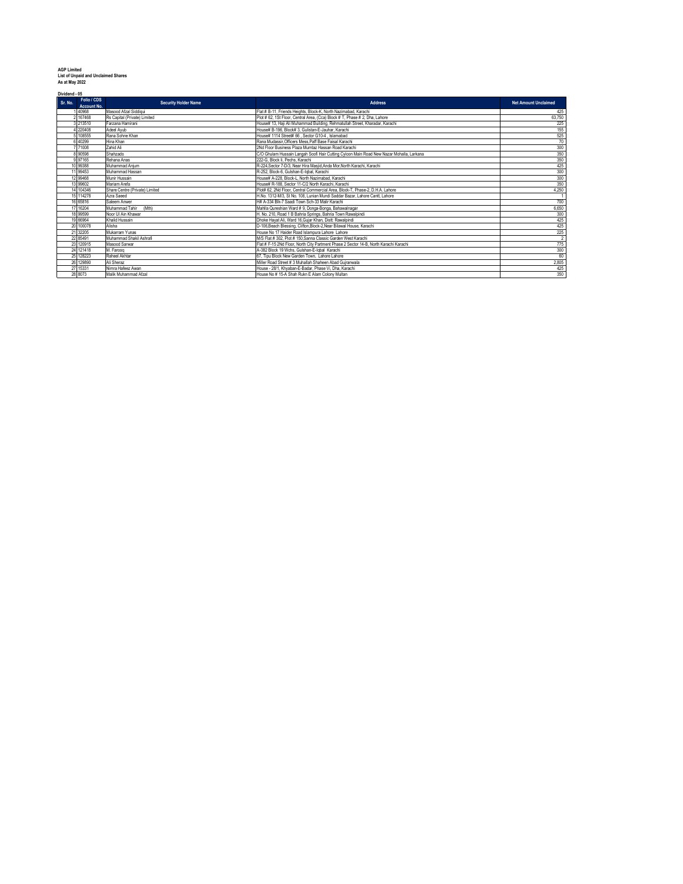**AGP Limited**
**List of Unpaid and Unclaimed Shares**
**As at May 2022**

**Dividend - 05**

| Sr. No. | Folio / CDS Account No. | Security Holder Name | Address | Net Amount Unclaimed |
|---|---|---|---|---|
| 1 | 40968 | Masood Afzal Siddiqui | Flat # B-11, Friends Heights, Block-K, North Nazimabad, Karachi | 425 |
| 2 | 167468 | Rs Capital (Private) Limited | Plot # 62, 1St Floor, Central Area, (Cca) Block # T, Phase # 2, Dha, Lahore | 63,750 |
| 3 | 213510 | Farzana Hamirani | House# 13, Haji Ali Muhammad Building, Rehmatullah Street, Kharadar, Karachi | 225 |
| 4 | 220408 | Adeel Ayub | House# B-196, Block# 3, Gulistan-E-Jauhar, Karachi | 155 |
| 5 | 108555 | Rana Sohne Khan | House# 1114 Street# 66 , Sector G10-4 , Islamabad | 525 |
| 6 | 40299 | Hina Khan | Rana Mudassir,Officers Mess,Paff Base Faisal Karachi | 70 |
| 7 | 71008 | Zahid Ali | 2Nd Floor Business Plaza Mumtaz Hassan Road Karachi | 300 |
| 8 | 90598 | Shahzado | C/O Ghulam Hussain Langah Soofi Hair Cutting Cyloon Main Road New Nazar Mohalla, Larkana | 350 |
| 9 | 97165 | Rehana Anas | 222-G, Block Ii, Pechs, Karachi | 350 |
| 10 | 99388 | Muhammad Anjum | R-224,Sector 7-D/3, Near Hira Masjid,Anda Mor,North Karachi, Karachi | 425 |
| 11 | 99453 | Muhammad Hassan | R-252, Block-6, Gulshan-E-Iqbal, Karachi | 300 |
| 12 | 99468 | Munir Hussain | House# A-228, Block-L, North Nazimabad, Karachi | 300 |
| 13 | 99602 | Mariam Arefa | House# R-188, Sector 11-C/2 North Karachi, Karachi | 350 |
| 14 | 104346 | Share Centre (Private) Limited | Plot# 62, 2Nd Floor, Central Commercial Area, Block-T, Phase-2, D.H.A. Lahore | 4,250 |
| 15 | 114278 | Azra Saeed | H.No. 1312-M/3, St No. 108, Lunian Mundi Saddar Bazar, Lahore Cantt, Lahore | 1 |
| 16 | 65816 | Saleem Anwer | H# A-334 Blk-7 Saadi Town Sch-33 Malir Karachi | 700 |
| 17 | 16204 | Muhammad Tahir (Mth) | Mahlla Qureshian Ward # 9, Donga-Bonga, Bahawalnagar | 6,650 |
| 18 | 99599 | Noor Ul Ain Khawar | H. No. 210, Road 1 B Bahria Springs, Bahria Town Rawalpindi | 300 |
| 19 | 66964 | Khalid Hussain | Dhoke Hayat Ali, Ward 16,Gujar Khan, Distt: Rawalpindi | 425 |
| 20 | 100078 | Alisha | D-106,Beach Blessing, Clifton,Block-2,Near Bilawal House, Karachi | 425 |
| 21 | 32205 | Mukarram Yunas | House No 17 Haider Road Islampura Lahore Lahore | 225 |
| 22 | 85491 | Muhammad Shakil Ashrafi | M/S Flat # 302, Plot # 150,Sanna Classic Garden West Karachi | 2 |
| 23 | 120915 | Masood Sarwar | Flat # F-15 2Nd Floor, North City Partment Phase 2 Sector 14-B, North Karachi Karachi | 775 |
| 24 | 121418 | M. Farooq | A-382 Block 19 Wchs, Gulshan-E-Iqbal Karachi | 300 |
| 25 | 128223 | Raheel Akhtar | 67, Tipu Block New Garden Town, Lahore Lahore | 60 |
| 26 | 129890 | Ali Sheraz | Miller Road Street # 3 Muhallah Shaheen Abad Gujranwala | 2,805 |
| 27 | 15331 | Nimra Hafeez Awan | House - 28/1, Khyaban-E-Badar, Phase Vi, Dha, Karachi | 425 |
| 28 | 8073 | Malik Muhammad Afzal | House No # 15-A Shah Rukn E Alam Colony Multan | 350 |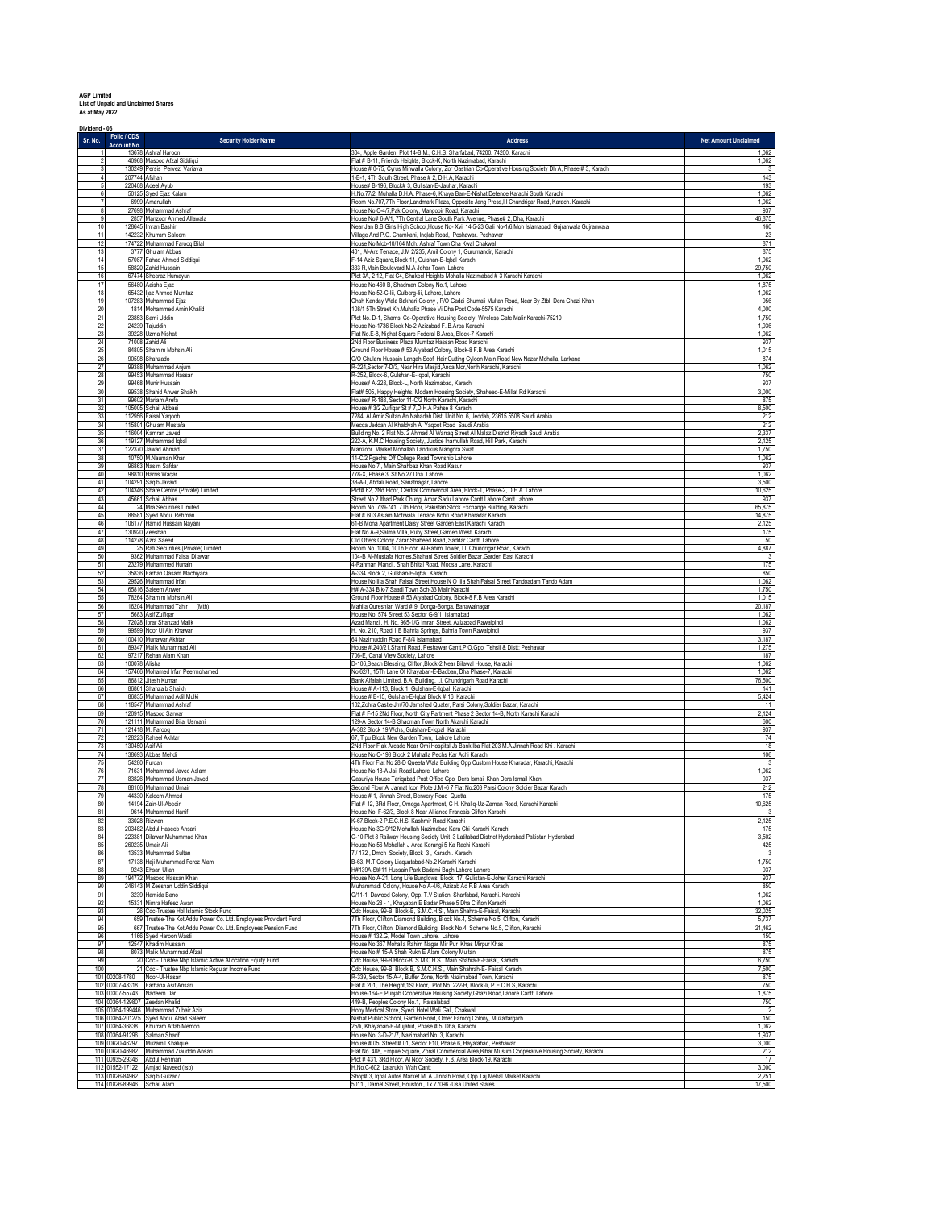**AGP Limited**
**List of Unpaid and Unclaimed Shares**
**As at May 2022**

**Dividend - 06**

| Sr. No. | Folio / CDS Account No. | Security Holder Name | Address | Net Amount Unclaimed |
|---|---|---|---|---|
| 1 | 13678 | Ashraf Haroon | 304, Apple Garden, Plot 14-B.M., C.H.S. Sharfabad, 74200. 74200. Karachi | 1,062 |
| 2 | 40968 | Masood Afzal Siddiqui | Flat # B-11, Friends Heights, Block-K, North Nazimabad, Karachi | 1,062 |
| 3 | 130249 | Persis Pervez Variava | House # 0-75, Cyrus Minwalla Colony, Zor Oastrian Co-Operative Housing Society Dh A, Phase # 3, Karachi | 3 |
| 4 | 207744 | Afshan | 1-B-1, 4Th South Street, Phase # 2, D.H.A, Karachi | 143 |
| 5 | 220408 | Adeel Ayub | House# B-196, Block# 3, Gulistan-E-Jauhar, Karachi | 193 |
| 6 | 50125 | Syed Ejaz Kalam | H.No.77/2, Muhalla D.H.A. Phase-6, Khaya Ban-E-Nishat Defence Karachi South Karachi | 1,062 |
| 7 | 6999 | Amanullah | Room No.707,7Th Floor,Landmark Plaza, Opposite Jang Press,I.I Chundrigar Road, Karach. Karachi | 1,062 |
| 8 | 27698 | Mohammad Ashraf | House No.C-4/7,Pak Colony, Mangopir Road, Karachi | 937 |
| 9 | 2857 | Manzoor Ahmed Allawala | House No# 6-A/1, 7Th Central Lane South Park Avenue, Phase# 2, Dha, Karachi | 46,875 |
| 10 | 128645 | Imran Bashir | Near Jan B.B Girls High School,House No- Xvi 14-S-23 Gali No-1/6,Moh Islamabad. Gujranwala Gujranwala | 160 |
| 11 | 142232 | Khurram Saleem | Village And P.O. Chamkani, Inqlab Road, Peshawar. Peshawar | 23 |
| 12 | 174722 | Muhammad Farooq Bilal | House No.Mcb-10/164 Moh. Ashraf Town Cha Kwal Chakwal | 871 |
| 13 | 3777 | Ghulam Abbas | 401, Al-Arz Terrace, J.M 2/235, Amil Colony 1, Gurumandir, Karachi | 875 |
| 14 | 57087 | Fahad Ahmed Siddiqui | F-14 Aziz Square,Block 11, Gulshan-E-Iqbal Karachi | 1,062 |
| 15 | 58820 | Zahid Hussain | 333 R,Main Boulevard,M.A Johar Town Lahore | 29,750 |
| 16 | 67474 | Sheeraz Humayun | Plot 3A, 2 12, Flat C4, Shakeel Heights Mohalla Nazimabad # 3 Karachi Karachi | 1,062 |
| 17 | 56480 | Aaisha Ejaz | House No.460 B, Shadman Colony No.1, Lahore | 1,875 |
| 18 | 65432 | Ijaz Ahmed Mumtaz | House No.52-C-Iii, Gulberg-Iii, Lahore, Lahore | 1,062 |
| 19 | 107283 | Muhammad Ejaz | Chah Kanday Wala Bakhari Colony , P/O Gadai Shumali Multan Road, Near By Ztbl, Dera Ghazi Khan | 956 |
| 20 | 1814 | Mohammed Amin Khalid | 108/1 5Th Street Kh.Muhafiz Phase Vi Dha Post Code-5575 Karachi | 4,000 |
| 21 | 23653 | Sami Uddin | Plot No. D-1, Shamsi Co-Operative Housing Society, Wireless Gate Malir Karachi-75210 | 1,750 |
| 22 | 24239 | Tajuddin | House No-1736 Block No-2 Azizabad F.,B.Area Karachi | 1,936 |
| 23 | 39228 | Uzma Nishat | Flat No.E-8, Nighat Square Federal B.Area, Block-7 Karachi | 1,062 |
| 24 | 71008 | Zahid Ali | 2Nd Floor Business Plaza Mumtaz Hassan Road Karachi | 937 |
| 25 | 84805 | Shamim Mohsin Ali | Ground Floor House # 53 Alyabad Colony, Block-8 F.B Area Karachi | 1,015 |
| 26 | 90598 | Shahzado | C/O Ghulam Hussain Langah Soofi Hair Cutting Cyloon Main Road New Nazar Mohalla, Larkana | 874 |
| 27 | 99388 | Muhammad Anjum | R-224,Sector 7-D/3, Near Hira Masjid,Anda Mor,North Karachi, Karachi | 1,062 |
| 28 | 99453 | Muhammad Hassan | R-262, Block-6, Gulshan-E-Iqbal, Karachi | 750 |
| 29 | 99468 | Munir Hussain | House# A-228, Block-L, North Nazimabad, Karachi | 937 |
| 30 | 99538 | Shahid Anwer Shaikh | Flat# 505, Happy Heights, Modern Housing Society, Shaheed-E-Millat Rd Karachi | 3,000 |
| 31 | 99602 | Mariam Arefa | House# R-188, Sector 11-C/2 North Karachi, Karachi | 875 |
| 32 | 105005 | Sohail Abbasi | House # 3/2 Zulfiqar St # 7,D.H.A Pahse 8 Karachi | 8,500 |
| 33 | 112956 | Faisal Yaqoob | 7284, Al Amir Sultan An Nahadah Dist. Unit No. 6, Jeddah, 23615 5508 Saudi Arabia | 212 |
| 34 | 115801 | Ghulam Mustafa | Mecca Jeddah Al Khaldyah Al Yaqoot Road Saudi Arabia | 212 |
| 35 | 116004 | Kamran Javed | Building No. 2 Flat No. 2 Ahmad Al Warraq Street Al Malaz District Riyadh Saudi Arabia | 2,337 |
| 36 | 119127 | Muhammad Iqbal | 222-A, K.M.C Housing Society, Justice Inamullah Road, Hill Park, Karachi | 2,125 |
| 37 | 122370 | Jawad Ahmad | Manzoor Market Mohallah Landikus Mangora Swat | 1,750 |
| 38 | 10750 | M.Nauman Khan | 11-C/2 Pgechs Off College Road Township Lahore | 1,062 |
| 39 | 96863 | Nasim Safdar | House No 7 , Main Shahbaz Khan Road Kasur | 937 |
| 40 | 98810 | Harris Waqar | 778-X, Phase 3, St No 27 Dha Lahore | 1,062 |
| 41 | 104291 | Saqib Javaid | 38-A-I, Abdali Road, Sanatnagar, Lahore | 3,500 |
| 42 | 104346 | Share Centre (Private) Limited | Plot# 62, 2Nd Floor, Central Commercial Area, Block-T, Phase-2, D.H.A. Lahore | 10,625 |
| 43 | 45661 | Sohail Abbas | Street No.2 Ithad Park Chungi Amar Sadu Lahore Cantt Lahore Cantt Lahore | 937 |
| 44 | 24 | Mra Securities Limited | Room No. 739-741, 7Th Floor, Pakistan Stock Exchange Building, Karachi | 65,875 |
| 45 | 88581 | Syed Abdul Rehman | Flat.# 603 Aslam Motiwala Terrace Bohri Road Kharadar Karachi | 14,875 |
| 46 | 108177 | Hamid Hussain Nayani | 61-B Mona Apartment Daisy Street Garden East Karachi Karachi | 2,125 |
| 47 | 130920 | Zeeshan | Flat No.A-9,Salma Villa, Ruby Street,Garden West, Karachi | 175 |
| 48 | 114278 | Azra Saeed | Old Offiers Colony Zarar Shaheed Road, Saddar Cantt, Lahore | 50 |
| 49 | 25 | Rafi Securities (Private) Limited | Room No. 1004, 10Th Floor, Al-Rahim Tower, I.I. Chundrigar Road, Karachi | 4,887 |
| 50 | 9362 | Muhammad Faisal Dilawar | 104-B Al-Mustafa Homes,Shahani Street Soldier Bazar,Garden East Karachi | 3 |
| 51 | 23279 | Muhammed Hunain | 4-Rahman Manzil, Shah Bhitai Road, Moosa Lane, Karachi | 175 |
| 52 | 35836 | Farhan Qasam Machiyara | A-334 Block 2, Gulshan-E-Iqbal Karachi | 850 |
| 53 | 29526 | Muhammad Irfan | House No Iiia Shah Faisal Street House N O Iiia Shah Faisal Street Tandoadam Tando Adam | 1,062 |
| 54 | 65816 | Saleem Anwer | H# A-334 Blk-7 Saadi Town Sch-33 Malir Karachi | 1,750 |
| 55 | 78264 | Shamim Mohsin Ali | Ground Floor House # 53 Alyabad Colony, Block-8 F.B Area Karachi | 1,015 |
| 56 | 16204 | Muhammad Tahir (Mth) | Mahlla Qureshian Ward # 9, Donga-Bonga, Bahawalnagar | 20,187 |
| 57 | 5683 | Asif Zulfiqar | House No. 574 Street 53 Sector G-9/1 Islamabad | 1,062 |
| 58 | 72028 | Ibrar Shahzad Malik | Azad Manzil, H. No. 965-1/G Imran Street, Azizabad Rawalpindi | 1,062 |
| 59 | 99599 | Noor Ul Ain Khawar | H. No. 210, Road 1 B Bahria Springs, Bahria Town Rawalpindi | 937 |
| 60 | 100410 | Munawar Akhtar | 64 Nazimuddin Road F-8/4 Islamabad | 3,187 |
| 61 | 89347 | Malik Muhammad Ali | House # 240/21,Shami Road, Peshawar Cantt,P.O.Gpo, Tehsil & Distt. Peshawar | 1,275 |
| 62 | 97217 | Rehan Alam Khan | 706-E, Canal View Society, Lahore | 187 |
| 63 | 100078 | Alisha | D-106,Beach Blessing, Clifton,Block-2,Near Bilawal House, Karachi | 1,062 |
| 64 | 157486 | Mohamed Irfan Peermohamed | No.62/1, 15Th Lane Of Khayaban-E-Badban, Dha Phase-7, Karachi | 1,062 |
| 65 | 86812 | Jitesh Kumar | Bank Alfalah Limited, B.A. Building, I.I. Chundrigarh Road Karachi | 76,500 |
| 66 | 86861 | Shahzaib Shaikh | House # A-113, Block 1, Gulshan-E-Iqbal Karachi | 141 |
| 67 | 86835 | Muhammad Adil Mulki | House # B-15, Gulshan-E-Iqbal Block # 16 Karachi | 5,424 |
| 68 | 118547 | Muhammad Ashraf | 102,Zohra Castle,Jm/70,Jamshed Quater, Parsi Colony,Soldier Bazar, Karachi | 11 |
| 69 | 120915 | Masood Sarwar | Flat # F-15 2Nd Floor, North City Partment Phase 2 Sector 14-B, North Karachi Karachi | 2,124 |
| 70 | 121111 | Muhammad Bilal Usmani | 129-A Sector 14-B Shadman Town North Akarchi Karachi | 600 |
| 71 | 121418 | M. Farooq | A-382 Block 19 Wchs, Gulshan-E-Iqbal Karachi | 937 |
| 72 | 128223 | Raheel Akhtar | 67, Tipu Block New Garden Town, Lahore Lahore | 74 |
| 73 | 130450 | Asif Ali | 2Nd Floor Flak Arcade Near Omi Hospital Js Bank Iba Flat 203 M.A.Jinnah Road Khi . Karachi | 18 |
| 74 | 138693 | Abbas Mehdi | House No C-198 Block 2 Muhalla Pechs Kar Achi Karachi | 106 |
| 75 | 54280 | Furqan | 4Th Floor Flat No 28-D Queeta Wala Building Opp Custom House Kharadar, Karachi, Karachi | 3 |
| 76 | 71631 | Mohammad Javed Aslam | House No 18-A Jail Road Lahore Lahore | 1,062 |
| 77 | 83826 | Muhammad Usman Javed | Qasuriya House Tariqabad Post Office Gpo Dera Ismail Khan Dera Ismail Khan | 937 |
| 78 | 88106 | Muhammad Umair | Second Floor Al Jannat Icon Plote J.M -6 7 Flat No.203 Parsi Colony Soldier Bazar Karachi | 212 |
| 79 | 44330 | Kaleem Ahmed | House # 1, Jinnah Street, Berwery Road Quetta | 175 |
| 80 | 14194 | Zain-Ul-Abedin | Flat # 12, 3Rd Floor, Omega Apartment, C.H. Khaliq-Uz-Zaman Road, Karachi Karachi | 10,625 |
| 81 | 9614 | Muhammad Hanif | House No F-62/3. Block 8 Near Alliance Francais Clifton Karachi | 3 |
| 82 | 33028 | Rizwan | K-67,Block-2 P.E.C.H.S, Kashmir Road Karachi | 2,125 |
| 83 | 203482 | Abdul Haseeb Ansari | House No.3G-9/12 Mohallah Nazimabad Kara Chi Karachi Karachi | 175 |
| 84 | 223381 | Dilawar Muhammad Khan | C-10 Plot 8 Railway Housing Society Unit 3 Latifabad District Hyderabad Pakistan Hyderabad | 3,502 |
| 85 | 260235 | Umair Ali | House No 56 Mohallah J Area Korangi 5 Ka Rachi Karachi | 425 |
| 86 | 13533 | Muhammad Sultan | 7 / 172 , Dmch Society, Block 3 , Karachi. Karachi | 3 |
| 87 | 17138 | Haji Muhammad Feroz Alam | B-63, M.T.Colony Liaquatabad-No.2 Karachi Karachi | 1,750 |
| 88 | 9243 | Ehsan Ullah | H#139A St#11 Hussain Park Badami Bagh Lahore Lahore | 937 |
| 89 | 194772 | Masood Hassan Khan | House No.A-21, Long Life Bunglows, Block 17, Gulistan-E-Johar Karachi Karachi | 937 |
| 90 | 246143 | M Zeeshan Uddin Siddiqui | Muhammadi Colony, House No A-4/6, Azizab Ad F.B Area Karachi | 850 |
| 91 | 3239 | Hamida Bano | C/11-1, Dawood Colony, Opp. T.V Station, Sharfabad, Karachi. Karachi | 1,062 |
| 92 | 15331 | Nimra Hafeez Awan | House No 26 - 1, Khayaban E Badar Phase 5 Dha Clifton Karachi | 1,062 |
| 93 | 26 | Cdc-Trustee Hbl Islamic Stock Fund | Cdc House, 99-B, Block-B, S.M.C.H.S., Main Shahra-E-Faisal, Karachi | 32,025 |
| 94 | 659 | Trustee-The Kot Addu Power Co. Ltd. Employees Provident Fund | 7Th Floor, Clifton Diamond Building, Block No.4, Scheme No.5, Clifton, Karachi | 5,737 |
| 95 | 667 | Trustee-The Kot Addu Power Co. Ltd. Employees Pension Fund | 7Th Floor, Clifton Diamond Building, Block No.4, Scheme No.5, Clifton, Karachi | 21,462 |
| 96 | 1166 | Syed Haroon Wasti | House # 132.G, Model Town Lahore. Lahore | 150 |
| 97 | 12547 | Khadim Hussain | House No 367 Mohalla Rahim Nagar Mir Pur Khas Mirpur Khas | 875 |
| 98 | 8073 | Malik Muhammad Afzal | House No # 15-A Shah Rukn E Alam Colony Multan | 875 |
| 99 | 20 | Cdc - Trustee Nbp Islamic Active Allocation Equity Fund | Cdc House, 99-B,Block-B, S.M.C.H.S., Main Shahra-E-Faisal, Karachi | 6,750 |
| 100 | 21 | Cdc - Trustee Nbp Islamic Regular Income Fund | Cdc House, 99-B, Block B, S.M.C.H.S., Main Shahrah-E- Faisal Karachi | 7,500 |
| 101 | 00208-1780 | Noor-Ul-Hasan | R-339, Sector 15-A-4, Buffer Zone, North Nazimabad Town, Karachi | 875 |
| 102 | 00307-48318 | Farhana Asif Ansari | Flat # 201, The Height,1St Floor,, Plot No. 222-H, Block-Ii, P.E.C.H.S, Karachi | 750 |
| 103 | 00307-55743 | Nadeem Dar | House-164-E,Punjab Cooperative Housing Society,Ghazi Road,Lahore Cantt, Lahore | 1,875 |
| 104 | 00364-129807 | Zeedan Khalid | 449-B, Peoples Colony No.1, Faisalabad | 750 |
| 105 | 00364-199446 | Muhammad Zubair Aziz | Hony Medical Store, Syedi Hotel Wali Gali, Chakwal | 2 |
| 106 | 00364-201275 | Syed Abdul Ahad Saleem | Nishat Public School, Garden Road, Omer Farooq Colony, Muzaffargarh | 150 |
| 107 | 00364-36838 | Khurram Aftab Memon | 25/9, Khayaban-E-Mujahid, Phase # 5, Dha, Karachi | 1,062 |
| 108 | 00364-91296 | Salman Sharif | House No. 3-D-21/7, Nazimabad No. 3, Karachi | 1,937 |
| 109 | 00620-46297 | Muzamil Khalique | House # 05, Street # 01, Sector F10, Phase 6, Hayatabad, Peshawar | 3,000 |
| 110 | 00620-48982 | Muhammad Ziauddin Ansari | Flat No. 408, Empire Square, Zonal Commercial Area,Bihar Muslim Cooperative Housing Society, Karachi | 212 |
| 111 | 00935-29346 | Abdul Rehman | Plot # 431, 3Rd Floor, Al Noor Society, F.B. Area Block-19, Karachi | 17 |
| 112 | 01552-17122 | Amjad Naveed (Isb) | H.No.C-602, Lalarukh Wah Cantt | 3,000 |
| 113 | 01826-84962 | Saqib Gulzar / | Shop# 3, Iqbal Autos Market M. A. Jinnah Road, Opp Taj Mehal Market Karachi | 2,251 |
| 114 | 01826-89946 | Sohail Alam | 5011 , Darnel Street, Houston , Tx 77096 -Usa United States | 17,500 |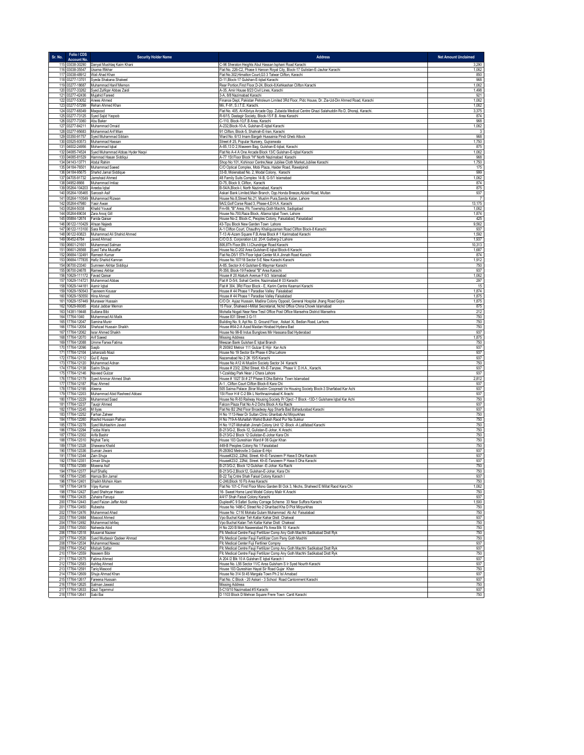| Sr. No. | Folio / CDS Account No. | Security Holder Name | Address | Net Amount Unclaimed |
|---|---|---|---|---|
| 115 | 03038-30290 | Danyal Mushtaq Kaim Khani | C-96 Sheraton Heights Abul Hassan Isphani Road Karachi | 3,290 |
| 116 | 03038-35547 | Usama Iftikhar | Flat No. 226-C2, Phase Ii Haroon Royal City, Block-17 Gulistan-E-Jauhar Karachi | 1,062 |
| 117 | 03038-48912 | Wali Ahad Khan | Flat No.302,Himalton Court,G3 3 Talwar Clifton, Karachi | 850 |
| 118 | 03277-13701 | Syeda Shabana Shakeel | D-11,Block-17 Gulshan-E-Iqbal Karachi | 968 |
| 119 | 03277-18687 | Muhammad Hanif Memon | Rear Portion,First Floor,D-24, Block-8,Kehkashan Clifton Karachi | 1,062 |
| 120 | 03277-33262 | Syed Zulfiqar Abbas Zaidi | A-35, Amir House 8/23 Civil Lines, Karachi | 1,498 |
| 121 | 03277-42436 | Mujahid Fareed | 3-A, 8/8 Nazimabad Karachi | 921 |
| 122 | 03277-53052 | Anees Ahmed | Finance Dept, Pakistan Petroleum Limited 3Rd Floor, Pidc House, Dr. Zia-Ud-Din Ahmed Road, Karachi | 1,062 |
| 123 | 03277-57299 | Rehan Ahmed Khan | Mil, F-91, S.I.T.E. Karachi. | 1,062 |
| 124 | 03277-68349 | Maqsood | Flat No. 405, Al-Kibriya Arcade Opp. Zubaida Medical Centre Ghazi Salahuddin Ro D, Dhoraji, Karachi. | 3,375 |
| 125 | 03277-73125 | Syed Sajid Yaqoob | R-6/15, Dastagir Society, Block-15 F.B. Area Karachi | 874 |
| 126 | 03277-73360 | Abu Baker | C-110, Block-10,F.B Area, Karachi | 968 |
| 127 | 03277-84211 | Muhammad Omaid | A-232,Block-10-A, Gulshan-E-Iqbal Karachi | 1,062 |
| 128 | 03277-95683 | Mohammad Arif Mian | 91 Clifton, Block-5, Shahrah-E-Iran, Karachi | 3 |
| 129 | 03350-91757 | Syed Muhammad Sibtain | Ward No. 6/13 Imam Bargah Hussainia Pindi Gheb Attock | 968 |
| 130 | 03525-93573 | Muhammad Hassan | Street # 25, Popular Nursery, Gujranwala | 1,750 |
| 131 | 04002-24956 | Mohammad Iqbal | A-85,13 D 2,Waseem Bag, Gulshan-E-Iqbal, Karachi | 875 |
| 132 | 04085-74524 | Syed Muhammad Abbas Hyder Naqvi | Flat No A-4 A One Arcade Block 13/C Gulshan-E-Iqbal Karachi | 1,062 |
| 133 | 04085-81529 | Hammad Hasan Siddiqui | A-77 1St Floor Block "H" North Nazimabad Karachi | 968 |
| 134 | 04143-13771 | Abdul Rahim | Shop No.101, Kohinoor Centre,Near Jubilee Cloth Market,Jubilee Karachi | 1,750 |
| 135 | 04184-78501 | Muhammad Saeed | C/O Optical Complex, Mobi Plaza, Haider Road, Rawalpindi | 175 |
| 136 | 04184-95675 | Shahid Jamal Siddique | 33-B, Moienabad No. 2, Model Colony, Karachi | 999 |
| 137 | 04705-91732 | Jamshaid Ahmed | 48 Family Suits Complex 14-B, G-5/1 Islamabad | 1,062 |
| 138 | 04952-8666 | Muhammad Imtiaz | D-75, Block 9, Clifton, Karachi | 874 |
| 139 | 05264-104203 | Areeba Iqbal | B-54/A,Block-I, North Nazimabad, Karachi | 875 |
| 140 | 05264-105465 | Saroosh Asif | Askari Bank Limited,Main Branch, Opp.Honda Breeze,Abdali Road, Multan | 937 |
| 141 | 05264-110549 | Muhammad Rizwan | Street No.21, Muslim Pura,Sanda Kalan, Lahore | 7 |
| 142 | 05264-47980 | Yasir Awan | 9A/2,Golf Corse Road 3, Phase-4,D.H.A. Karachi | 13,175 |
| 143 | 05264-5038 | Khalid Yousaf | Fm-69, "B" Area, Ffc Township,Goth Machhi, Sadiqabad | 1,062 |
| 144 | 05264-69034 | Zara Arooj Gill | House No.700,Raza Block, Allama Iqbal Town, Lahore | 1,874 |
| 145 | 05884-12674 | Farida Qaisar | House No-2, Block-C, Peoples Colony, Faisalabad, Faisalabad | 425 |
| 146 | 06122-110429 | Ahsan Najeeb | 43-Tipu Block New Garden Town Lahore | 9,562 |
| 147 | 06122-113100 | Sara Riaz | A-1 Clifton Court, Chaudhry Khaliquzaman Road Clifton Block-8 Karachi | 937 |
| 148 | 06122-93823 | Muhammad Ali Shahid Ahmed | T-13 Al-Azam Square F.B.Area Block # 1 Karimabad Karachi | 1,592 |
| 149 | 06452-6784 | Javed Ahmad | C/O D.S. Corporation Ltd. 20-K Gulberg-2 Lahore | 1,937 |
| 150 | 06601-21601 | Muhammad Salman | 806,8Th Floor,Bfc I.I.Chundrigar Road Karachi | 10,313 |
| 151 | 06601-26568 | Syed Taha Muzaffar | House No.C-202 Area Gulshan-E-Iqbal Block-6 Karachi | 1,687 |
| 152 | 06684-132491 | Ramesh Kumar | Flat No.D5/1 5Th Floor Iqbal Center M.A Jinnah Road Karachi | 874 |
| 153 | 06684-177835 | Hafiz Shahid Kamran | House No.107/18 Sector 5-E New Karachi Karachi | 1,912 |
| 154 | 06700-23340 | Sumreen Akhtar Siddiqui | A-85, Sector-X-6 Gulshan-E-Maymar Karachi | 750 |
| 155 | 06700-24678 | Rameez Akhtar | R-356, Block-19 Federal "B" Area Karachi | 937 |
| 156 | 10629-111172 | Favad Qaisar | House # 20 Ataturk Avenue F 6/3 Islamabad | 1,062 |
| 157 | 10629-114721 | Muhammad Abbas | Flat # D-5/4, Sohail Centre, Nazimabad # 03 Karachi | 297 |
| 158 | 10629-144181 | Aamir Iqbal | Flat # 304, 3Rd Floor Block - E, Karim Centre Keamari Karachi | 15 |
| 159 | 10629-150543 | Tasneem Kousar | House # 44 Phase 1 Paradise Valley Faisalabad | 1,874 |
| 160 | 10629-150550 | Hina Ahmad | House # 44 Phase 1 Paradise Valley Faisalabad | 1,875 |
| 161 | 10629-157449 | Munawar Hussain | C/O Dr. Ayjaz Hussain, Madina Colony Opposit, General Hospital Jhang Road Gojra | 1,875 |
| 162 | 10629-99385 | Abdul Jabbar Memon | 15 Floor, Shaheed-I-Millat Secretariat, Nchd Office China Chowk Islamabad | 875 |
| 163 | 14381-19448 | Sultana Bibi | Mohalla Nogall Near New Tesil Office Post Office Mansehra District Mansehra | 212 |
| 164 | 17764-1040 | Muhammad Ali Malik | House 831 Street 3 G-11 | 750 |
| 165 | 17764-12047 | Samina Munir | Building No. 9, Apt No. D, Ground Floor, Askari Xi, Bedian Road, Larhore. | 750 |
| 166 | 17764-12054 | Shahzad Hussain Shaikh | House #64-2-A Azad Maidan Hirabad Hydera Bad | 750 |
| 167 | 17764-12062 | Israr Ahmed Shaikh | House No 99-B Indus Bunglows Mir Hassana Bad Hyderabad | 937 |
| 168 | 17764-12070 | Arif Saeed | Missing Address | 1,875 |
| 169 | 17764-12088 | Umme Farwa Fatima | Meezan Bank Gulshan E Iqbal Branch | 750 |
| 170 | 17764-12096 | Saqib | R 2939/2 Metroir 111 Gulzar E Hijir Kar Achi | 937 |
| 171 | 17764-12104 | Jahanzaib Niazi | House No 19 Sector Ee Phase 4 Dha Lahore | 937 |
| 172 | 17764-12112 | Gul E Aqsa | Nazamabad No 2.2K 15/5 Karachi | 937 |
| 173 | 17764-12120 | Muhammad Adnan | House No A12 Al Muslim Society Sector 34 Karachi | 750 |
| 174 | 17764-12138 | Sarim Shuja | House # 23/2, 22Nd Street, Kh-E-Tanzee, Phase V, D.H.A., Karachi. | 937 |
| 175 | 17764-12146 | Naveed Gulzar | 1-Czaldag Park Near J Chara Lahore | 937 |
| 176 | 17764-12179 | Syed Ammar Ahmed Shah | House # 1027 St # 27 Phase 8 Dha Bahria Town Islamabad | 2,812 |
| 177 | 17764-12187 | Riaz Ahmed | A-1 , Clifton Court Clifton Block-8 Kara Chi | 937 |
| 178 | 17764-12195 | Aleena | 505 Saima Palace ,Birar Muslim Cooperati Ve Housing Society Block-3 Sharfabad Kar Achi | 937 |
| 179 | 17764-12203 | Muhammad Abid Rasheed Abbasi | 1St Floor H # C-2 Blk L Northnazimabad K Arachi | 937 |
| 180 | 17764-12229 | Muhammad Saad | House No R-83 Railway Housing Society Pr Oject -7 Block -13D-1 Gulshane Iqbal Kar Achi | 750 |
| 181 | 17764-12237 | Tauqir Ahmed | Falcon Plaza Flat No A-2 Dchs Block A Ka Rachi | 937 |
| 182 | 17764-12245 | M Ilyas | Flat No B2 2Nd Floor Broadway App Sharfa Bad Bahadurabad Karachi | 937 |
| 183 | 17764-12252 | Farhan Zaheer | H No 1113-Near Dr Sultan Clinic Gharibab Ad Mirpurkhas | 750 |
| 184 | 17764-12260 | Rashid Hussain Pathan | H No 719-A-Muhallah Wahid Buksh Raod Pur Na Sukkur | 750 |
| 185 | 17764-12278 | Syed Muhtashim Javed | H No 1127-Mohallah Jinnah Colony Unit 12 -Block -A Latifabad Karachi | 750 |
| 186 | 17764-12294 | Tooba Waris | B-213/G-2, Block-12, Gulistan-E-Johar, K Arachi. | 750 |
| 187 | 17764-12302 | Arifa Bashir | B-213/G-2 Block 12 Gulistan-E-Johar Kara Chi | 750 |
| 188 | 17764-12310 | Nighat Tariq | House 103 Qureshian Ward # 06 Gujar Khan | 750 |
| 189 | 17764-12328 | Shawana Khalid | 449-B Peoples Colony No 1 Faisalabad | 750 |
| 190 | 17764-12336 | Sumair Jiwani | R-2939/2 Metrovile 3 Gulzar-E-Hijri | 937 |
| 191 | 17764-12344 | Zain Shuja | House#23/2, 22Nd, Street. Kh-E-Tanzeem P Hase.5 Dha Karachi | 937 |
| 192 | 17764-12351 | Omair Shuja | House#23/2, 22Nd, Street. Kh-E-Tanzeem P Hase.5 Dha Karachi | 937 |
| 193 | 17764-12369 | Moeena Asif | B-213/G-2, Block 12 Gulshan -E-Johar. Ka Rachi | 750 |
| 194 | 17764-12377 | Asif Shafiq | B-213/G-2,Block12, Gulshan-E-Johar, Kara Chi | 750 |
| 195 | 17764-12385 | Hamza Bin Jamal | B-22 Taj Cntre Shah Faisal Colony Karach I | 937 |
| 196 | 17764-12401 | Shaikh Mohsin Alam | C-246,Block 10 Fb Area Karachi | 750 |
| 197 | 17764-12419 | Vijay Kumar | Flat No 101-C First Floor Mono Garden Bl Ock 3, Nkchs, Shaheed E Millat Raod Kara Chi | 1,062 |
| 198 | 17764-12427 | Syed Shahryar Hasan | 16- Sweet Home Land Model Colony Malir K Arachi | 750 |
| 199 | 17764-12435 | Zuhaira Faruqui | 4/417 Shah Faisal Colony Karachi | 937 |
| 200 | 17764-12443 | Syed Faizan Jaffar Abidi | Duplex#C 9 Safari Sunley Corrage Scheme 33 Near Suffora Karachi | 1,500 |
| 201 | 17764-12450 | Rubesha | House No 1486-C Street No 2 Gharibab Kha D Plot Mirpurkhas | 750 |
| 202 | 17764-12476 | Muhammad Ahad | House No C116 Mohala Gulam Muhammad Ab Ad Faisalabad | 750 |
| 203 | 17764-12484 | Masood Ahmed | Vpo Buchal Kalar Teh Kallar Kahar Distt Chakwal | 937 |
| 204 | 17764-12492 | Muhammad Ishfaq | Vpo Buchal Kalan Teh Kallar Kahar Distt Chakwal | 750 |
| 205 | 17764-12500 | Naheeda Abid | H No 220 B Moh Naseerabad Fb Area Blk 10 Karachi | 750 |
| 206 | 17764-12518 | Musarrat Nazeer | Ffc Medical Centre Fauji Fertilizer Comp Any Goth Machhi Sadikabad Distt Ryk | 750 |
| 207 | 17764-12526 | Syed Mudassir Qadeer Ahmad | Ffc Medical Center Fauji Fertilizer Com Pany Goth Machhi | 750 |
| 208 | 17764-12534 | Muhammad Nawaz | Ffc Medical Center Fuji Fertiiner Compny | 937 |
| 209 | 17764-12542 | Misbah Sattar | Ffc Medical Centre Fauji Fertilizer Comp Any Goth Machhi Sadikabad Distt Ryk | 937 |
| 210 | 17764-12559 | Naseem Bibi | Ffc Medical Centre Fauji Fertilizer Comp Any Goth Machhi Sadikabad Distt Ryk | 750 |
| 211 | 17764-12575 | Fatima Ahmed | A 204 /2 Blk 10 A Gulshan E Iqbal Karach I | 937 |
| 212 | 17764-12583 | Ashfaq Ahmed | House No. L56 Sector 11/C Area Gulsham S Ir Syed Nourth Karachi | 937 |
| 213 | 17764-12591 | Tariq Masood | House 103 Qureshian Hayat Sir Road Gujar Khan | 750 |
| 214 | 17764-12609 | Shuja Ahmad Khan | House No 314 St 45 Margala Town Ph 2 Isl Amabad | 937 |
| 215 | 17764-12617 | Fareena Hussain | Flat No. C Block - 20 Askari - 3 School Road Cantonment Karachi | 937 |
| 216 | 17764-12625 | Salman Jawaid | Missing Address | 750 |
| 217 | 17764-12633 | Qazi Tajammul | 5-C10/10 Nazimabad #5 Karachi | 937 |
| 218 | 17764-12641 | Sabi Bai | D 1103 Block D Mehran Square Frere Town Cantt Karachi | 750 |